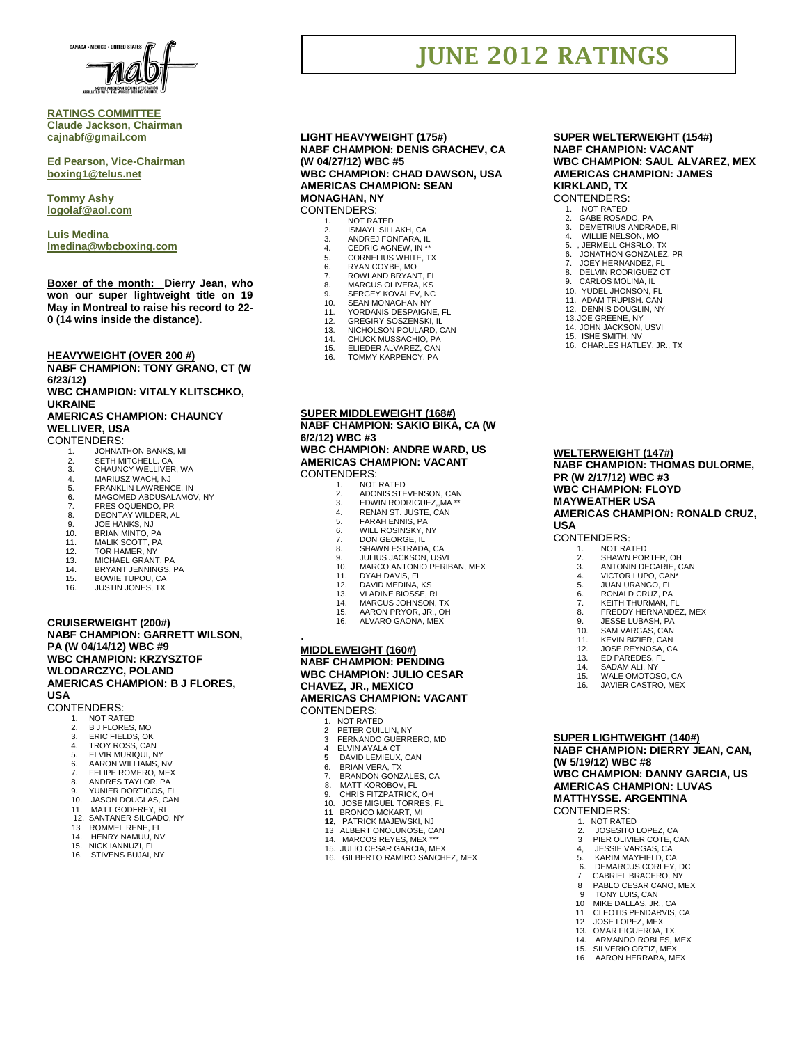# JUNE 2012 RATINGS

**RATINGS COMMITTEE**
**Claude Jackson, Chairman**
**cajnabf@gmail.com**

**Ed Pearson, Vice-Chairman**
**boxing1@telus.net**

**Tommy Ashy**
**logolaf@aol.com**

**Luis Medina**
**lmedina@wbcboxing.com**

**Boxer of the month: Dierry Jean, who won our super lightweight title on 19 May in Montreal to raise his record to 22-0 (14 wins inside the distance).**

## HEAVYWEIGHT (OVER 200 #)

**NABF CHAMPION: TONY GRANO, CT (W 6/23/12)**
**WBC CHAMPION: VITALY KLITSCHKO, UKRAINE**
**AMERICAS CHAMPION: CHAUNCY WELLIVER, USA**

CONTENDERS:

1. JOHNATHON BANKS, MI
2. SETH MITCHELL. CA
3. CHAUNCY WELLIVER, WA
4. MARIUSZ WACH, NJ
5. FRANKLIN LAWRENCE, IN
6. MAGOMED ABDUSALAMOV, NY
7. FRES OQUENDO, PR
8. DEONTAY WILDER, AL
9. JOE HANKS, NJ
10. BRIAN MINTO, PA
11. MALIK SCOTT, PA
12. TOR HAMER, NY
13. MICHAEL GRANT, PA
14. BRYANT JENNINGS, PA
15. BOWIE TUPOU, CA
16. JUSTIN JONES, TX

## CRUISERWEIGHT (200#)

**NABF CHAMPION: GARRETT WILSON, PA (W 04/14/12) WBC #9**
**WBC CHAMPION: KRZYSZTOF WLODARCZYC, POLAND**
**AMERICAS CHAMPION: B J FLORES, USA**

CONTENDERS:

1. NOT RATED
2. B J FLORES, MO
3. ERIC FIELDS, OK
4. TROY ROSS, CAN
5. ELVIR MURIQUI, NY
6. AARON WILLIAMS, NV
7. FELIPE ROMERO, MEX
8. ANDRES TAYLOR, PA
9. YUNIER DORTICOS, FL
10. JASON DOUGLAS, CAN
11. MATT GODFREY, RI
12. SANTANER SILGADO, NY
13. ROMMEL RENE, FL
14. HENRY NAMUU, NV
15. NICK IANNUZI, FL
16. STIVENS BUJAI, NY

## LIGHT HEAVYWEIGHT (175#)

**NABF CHAMPION: DENIS GRACHEV, CA (W 04/27/12) WBC #5**
**WBC CHAMPION: CHAD DAWSON, USA**
**AMERICAS CHAMPION: SEAN MONAGHAN, NY**

CONTENDERS:

1. NOT RATED
2. ISMAYL SILLAKH, CA
3. ANDREJ FONFARA, IL
4. CEDRIC AGNEW, IN **
5. CORNELIUS WHITE, TX
6. RYAN COYBE, MO
7. ROWLAND BRYANT, FL
8. MARCUS OLIVERA, KS
9. SERGEY KOVALEV, NC
10. SEAN MONAGHAN NY
11. YORDANIS DESPAIGNE, FL
12. GREGIRY SOSZENSKI, IL
13. NICHOLSON POULARD, CAN
14. CHUCK MUSSACHIO, PA
15. ELIEDER ALVAREZ, CAN
16. TOMMY KARPENCY, PA

## SUPER MIDDLEWEIGHT (168#)

**NABF CHAMPION: SAKIO BIKA, CA (W 6/2/12) WBC #3**
**WBC CHAMPION: ANDRE WARD, US**
**AMERICAS CHAMPION: VACANT**

CONTENDERS:

1. NOT RATED
2. ADONIS STEVENSON, CAN
3. EDWIN RODRIGUEZ,,MA **
4. RENAN ST. JUSTE, CAN
5. FARAH ENNIS, PA
6. WILL ROSINSKY, NY
7. DON GEORGE, IL
8. SHAWN ESTRADA, CA
9. JULIUS JACKSON, USVI
10. MARCO ANTONIO PERIBAN, MEX
11. DYAH DAVIS, FL
12. DAVID MEDINA, KS
13. VLADINE BIOSSE, RI
14. MARCUS JOHNSON, TX
15. AARON PRYOR, JR., OH
16. ALVARO GAONA, MEX

## MIDDLEWEIGHT (160#)

**NABF CHAMPION: PENDING**
**WBC CHAMPION: JULIO CESAR CHAVEZ, JR., MEXICO**
**AMERICAS CHAMPION: VACANT**

CONTENDERS:

1. NOT RATED
2. PETER QUILLIN, NY
3. FERNANDO GUERRERO, MD
4. ELVIN AYALA CT
5. DAVID LEMIEUX, CAN
6. BRIAN VERA, TX
7. BRANDON GONZALES, CA
8. MATT KOROBOV, FL
9. CHRIS FITZPATRICK, OH
10. JOSE MIGUEL TORRES, FL
11. BRONCO MCKART, MI
12. PATRICK MAJEWSKI, NJ
13. ALBERT ONOLUNOSE, CAN
14. MARCOS REYES, MEX ***
15. JULIO CESAR GARCIA, MEX
16. GILBERTO RAMIRO SANCHEZ, MEX

## SUPER WELTERWEIGHT (154#)

**NABF CHAMPION: VACANT**
**WBC CHAMPION: SAUL ALVAREZ, MEX**
**AMERICAS CHAMPION: JAMES KIRKLAND, TX**

CONTENDERS:

1. NOT RATED
2. GABE ROSADO, PA
3. DEMETRIUS ANDRADE, RI
4. WILLIE NELSON, MO
5. , JERMELL CHSRLO, TX
6. JONATHON GONZALEZ, PR
7. JOEY HERNANDEZ, FL
8. DELVIN RODRIGUEZ CT
9. CARLOS MOLINA, IL
10. YUDEL JHONSON, FL
11. ADAM TRUPISH. CAN
12. DENNIS DOUGLIN, NY
13. JOE GREENE, NY
14. JOHN JACKSON, USVI
15. ISHE SMITH. NV
16. CHARLES HATLEY, JR., TX

## WELTERWEIGHT (147#)

**NABF CHAMPION: THOMAS DULORME, PR (W 2/17/12) WBC #3**
**WBC CHAMPION: FLOYD MAYWEATHER USA**
**AMERICAS CHAMPION: RONALD CRUZ, USA**

CONTENDERS:

1. NOT RATED
2. SHAWN PORTER, OH
3. ANTONIN DECARIE, CAN
4. VICTOR LUPO, CAN*
5. JUAN URANGO, FL
6. RONALD CRUZ, PA
7. KEITH THURMAN, FL
8. FREDDY HERNANDEZ, MEX
9. JESSE LUBASH, PA
10. SAM VARGAS, CAN
11. KEVIN BIZIER, CAN
12. JOSE REYNOSA, CA
13. ED PAREDES, FL
14. SADAM ALI, NY
15. WALE OMOTOSO, CA
16. JAVIER CASTRO, MEX

## SUPER LIGHTWEIGHT (140#)

**NABF CHAMPION: DIERRY JEAN, CAN, (W 5/19/12) WBC #8**
**WBC CHAMPION: DANNY GARCIA, US**
**AMERICAS CHAMPION: LUVAS MATTHYSSE. ARGENTINA**

CONTENDERS:

1. NOT RATED
2. JOSESITO LOPEZ, CA
3. PIER OLIVIER COTE, CAN
4. JESSIE VARGAS, CA
5. KARIM MAYFIELD, CA
6. DEMARCUS CORLEY, DC
7. GABRIEL BRACERO, NY
8. PABLO CESAR CANO, MEX
9. TONY LUIS, CAN
10. MIKE DALLAS, JR., CA
11. CLEOTIS PENDARVIS, CA
12. JOSE LOPEZ, MEX
13. OMAR FIGUEROA, TX,
14. ARMANDO ROBLES, MEX
15. SILVERIO ORTIZ, MEX
16. AARON HERRARA, MEX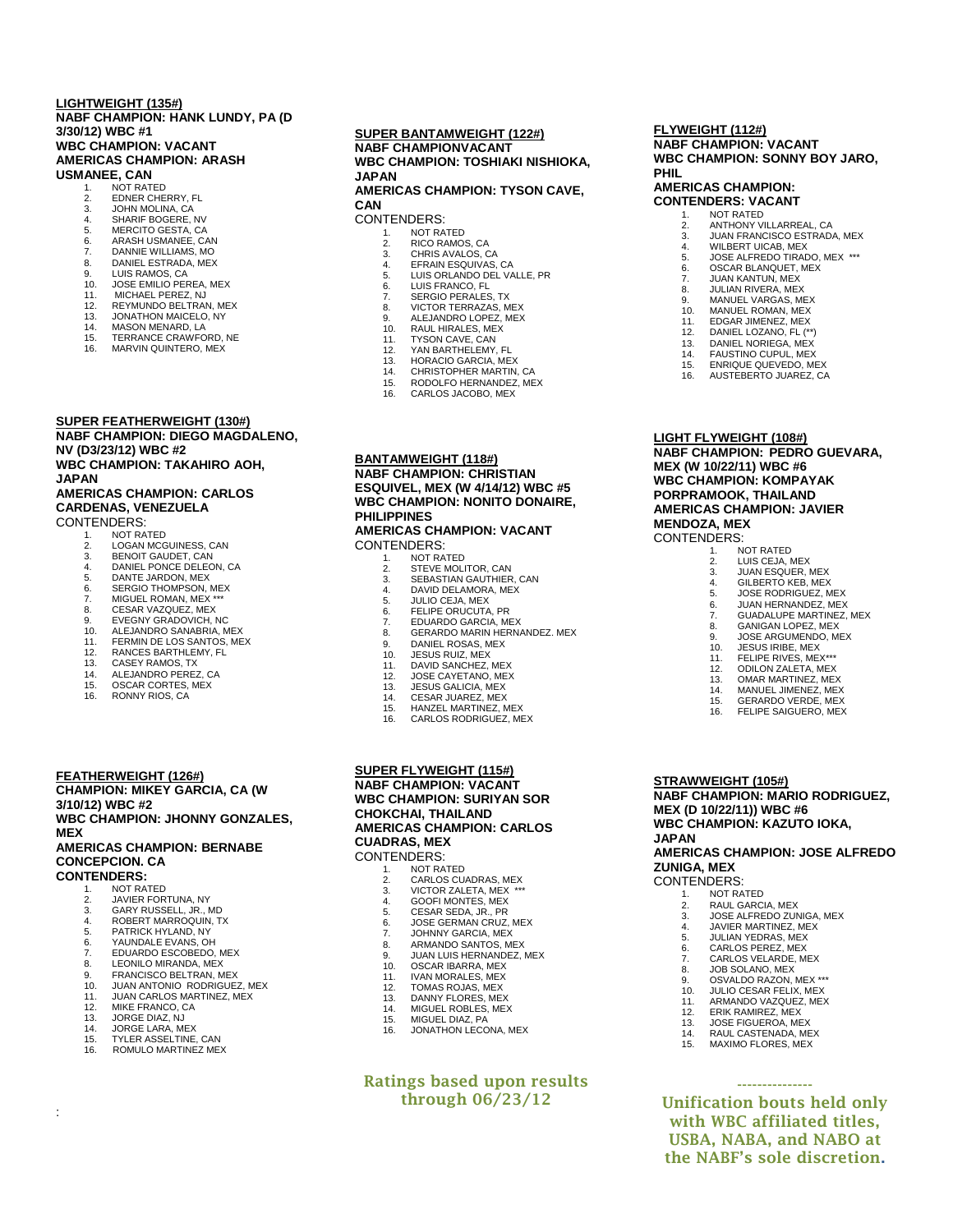**LIGHTWEIGHT (135#)**
**NABF CHAMPION: HANK LUNDY, PA (D 3/30/12) WBC #1**
**WBC CHAMPION: VACANT**
**AMERICAS CHAMPION: ARASH USMANEE, CAN**

1. NOT RATED
2. EDNER CHERRY, FL
3. JOHN MOLINA, CA
4. SHARIF BOGERE, NV
5. MERCITO GESTA, CA
6. ARASH USMANEE, CAN
7. DANNIE WILLIAMS, MO
8. DANIEL ESTRADA, MEX
9. LUIS RAMOS, CA
10. JOSE EMILIO PEREA, MEX
11. MICHAEL PEREZ, NJ
12. REYMUNDO BELTRAN, MEX
13. JONATHON MAICELO, NY
14. MASON MENARD, LA
15. TERRANCE CRAWFORD, NE
16. MARVIN QUINTERO, MEX

**SUPER FEATHERWEIGHT (130#)**
**NABF CHAMPION: DIEGO MAGDALENO, NV (D3/23/12) WBC #2**
**WBC CHAMPION: TAKAHIRO AOH, JAPAN**
**AMERICAS CHAMPION: CARLOS CARDENAS, VENEZUELA**

CONTENDERS:

1. NOT RATED
2. LOGAN MCGUINESS, CAN
3. BENOIT GAUDET, CAN
4. DANIEL PONCE DELEON, CA
5. DANTE JARDON, MEX
6. SERGIO THOMPSON, MEX
7. MIGUEL ROMAN, MEX ***
8. CESAR VAZQUEZ, MEX
9. EVEGNY GRADOVICH, NC
10. ALEJANDRO SANABRIA, MEX
11. FERMIN DE LOS SANTOS, MEX
12. RANCES BARTHLEMY, FL
13. CASEY RAMOS, TX
14. ALEJANDRO PEREZ, CA
15. OSCAR CORTES, MEX
16. RONNY RIOS, CA

**FEATHERWEIGHT (126#)**
**CHAMPION: MIKEY GARCIA, CA (W 3/10/12) WBC #2**
**WBC CHAMPION: JHONNY GONZALES, MEX**
**AMERICAS CHAMPION: BERNABE CONCEPCION. CA**
**CONTENDERS:**

1. NOT RATED
2. JAVIER FORTUNA, NY
3. GARY RUSSELL, JR., MD
4. ROBERT MARROQUIN, TX
5. PATRICK HYLAND, NY
6. YAUNDALE EVANS, OH
7. EDUARDO ESCOBEDO, MEX
8. LEONILO MIRANDA, MEX
9. FRANCISCO BELTRAN, MEX
10. JUAN ANTONIO RODRIGUEZ, MEX
11. JUAN CARLOS MARTINEZ, MEX
12. MIKE FRANCO, CA
13. JORGE DIAZ, NJ
14. JORGE LARA, MEX
15. TYLER ASSELTINE, CAN
16. ROMULO MARTINEZ MEX

:

**SUPER BANTAMWEIGHT (122#)**
**NABF CHAMPIONVACANT**
**WBC CHAMPION: TOSHIAKI NISHIOKA, JAPAN**
**AMERICAS CHAMPION: TYSON CAVE, CAN**

CONTENDERS:

1. NOT RATED
2. RICO RAMOS, CA
3. CHRIS AVALOS, CA
4. EFRAIN ESQUIVAS, CA
5. LUIS ORLANDO DEL VALLE, PR
6. LUIS FRANCO, FL
7. SERGIO PERALES, TX
8. VICTOR TERRAZAS, MEX
9. ALEJANDRO LOPEZ, MEX
10. RAUL HIRALES, MEX
11. TYSON CAVE, CAN
12. YAN BARTHELEMY, FL
13. HORACIO GARCIA, MEX
14. CHRISTOPHER MARTIN, CA
15. RODOLFO HERNANDEZ, MEX
16. CARLOS JACOBO, MEX

**BANTAMWEIGHT (118#)**
**NABF CHAMPION: CHRISTIAN ESQUIVEL, MEX (W 4/14/12) WBC #5**
**WBC CHAMPION: NONITO DONAIRE, PHILIPPINES**
**AMERICAS CHAMPION: VACANT**

CONTENDERS:

1. NOT RATED
2. STEVE MOLITOR, CAN
3. SEBASTIAN GAUTHIER, CAN
4. DAVID DELAMORA, MEX
5. JULIO CEJA, MEX
6. FELIPE ORUCUTA, PR
7. EDUARDO GARCIA, MEX
8. GERARDO MARIN HERNANDEZ. MEX
9. DANIEL ROSAS, MEX
10. JESUS RUIZ, MEX
11. DAVID SANCHEZ, MEX
12. JOSE CAYETANO, MEX
13. JESUS GALICIA, MEX
14. CESAR JUAREZ, MEX
15. HANZEL MARTINEZ, MEX
16. CARLOS RODRIGUEZ, MEX

**SUPER FLYWEIGHT (115#)**
**NABF CHAMPION: VACANT**
**WBC CHAMPION: SURIYAN SOR CHOKCHAI, THAILAND**
**AMERICAS CHAMPION: CARLOS CUADRAS, MEX**

CONTENDERS:

1. NOT RATED
2. CARLOS CUADRAS, MEX
3. VICTOR ZALETA, MEX ***
4. GOOFI MONTES, MEX
5. CESAR SEDA, JR., PR
6. JOSE GERMAN CRUZ, MEX
7. JOHNNY GARCIA, MEX
8. ARMANDO SANTOS, MEX
9. JUAN LUIS HERNANDEZ, MEX
10. OSCAR IBARRA, MEX
11. IVAN MORALES, MEX
12. TOMAS ROJAS, MEX
13. DANNY FLORES, MEX
14. MIGUEL ROBLES, MEX
15. MIGUEL DIAZ, PA
16. JONATHON LECONA, MEX

**Ratings based upon results through 06/23/12**

**FLYWEIGHT (112#)**
**NABF CHAMPION: VACANT**
**WBC CHAMPION: SONNY BOY JARO, PHIL**
**AMERICAS CHAMPION:**
**CONTENDERS: VACANT**

1. NOT RATED
2. ANTHONY VILLARREAL, CA
3. JUAN FRANCISCO ESTRADA, MEX
4. WILBERT UICAB, MEX
5. JOSE ALFREDO TIRADO, MEX ***
6. OSCAR BLANQUET, MEX
7. JUAN KANTUN, MEX
8. JULIAN RIVERA, MEX
9. MANUEL VARGAS, MEX
10. MANUEL ROMAN, MEX
11. EDGAR JIMENEZ, MEX
12. DANIEL LOZANO, FL (**)
13. DANIEL NORIEGA, MEX
14. FAUSTINO CUPUL, MEX
15. ENRIQUE QUEVEDO, MEX
16. AUSTEBERTO JUAREZ, CA

**LIGHT FLYWEIGHT (108#)**
**NABF CHAMPION: PEDRO GUEVARA, MEX (W 10/22/11) WBC #6**
**WBC CHAMPION: KOMPAYAK PORPRAMOOK, THAILAND**
**AMERICAS CHAMPION: JAVIER MENDOZA, MEX**

CONTENDERS:

1. NOT RATED
2. LUIS CEJA, MEX
3. JUAN ESQUER, MEX
4. GILBERTO KEB, MEX
5. JOSE RODRIGUEZ, MEX
6. JUAN HERNANDEZ, MEX
7. GUADALUPE MARTINEZ, MEX
8. GANIGAN LOPEZ, MEX
9. JOSE ARGUMENDO, MEX
10. JESUS IRIBE, MEX
11. FELIPE RIVES, MEX***
12. ODILON ZALETA, MEX
13. OMAR MARTINEZ, MEX
14. MANUEL JIMENEZ, MEX
15. GERARDO VERDE, MEX
16. FELIPE SAIGUERO, MEX

**STRAWWEIGHT (105#)**
**NABF CHAMPION: MARIO RODRIGUEZ, MEX (D 10/22/11)) WBC #6**
**WBC CHAMPION: KAZUTO IOKA, JAPAN**
**AMERICAS CHAMPION: JOSE ALFREDO ZUNIGA, MEX**

CONTENDERS:

1. NOT RATED
2. RAUL GARCIA, MEX
3. JOSE ALFREDO ZUNIGA, MEX
4. JAVIER MARTINEZ, MEX
5. JULIAN YEDRAS, MEX
6. CARLOS PEREZ, MEX
7. CARLOS VELARDE, MEX
8. JOB SOLANO, MEX
9. OSVALDO RAZON, MEX ***
10. JULIO CESAR FELIX, MEX
11. ARMANDO VAZQUEZ, MEX
12. ERIK RAMIREZ, MEX
13. JOSE FIGUEROA, MEX
14. RAUL CASTENADA, MEX
15. MAXIMO FLORES, MEX

---------------

**Unification bouts held only with WBC affiliated titles, USBA, NABA, and NABO at the NABF's sole discretion.**